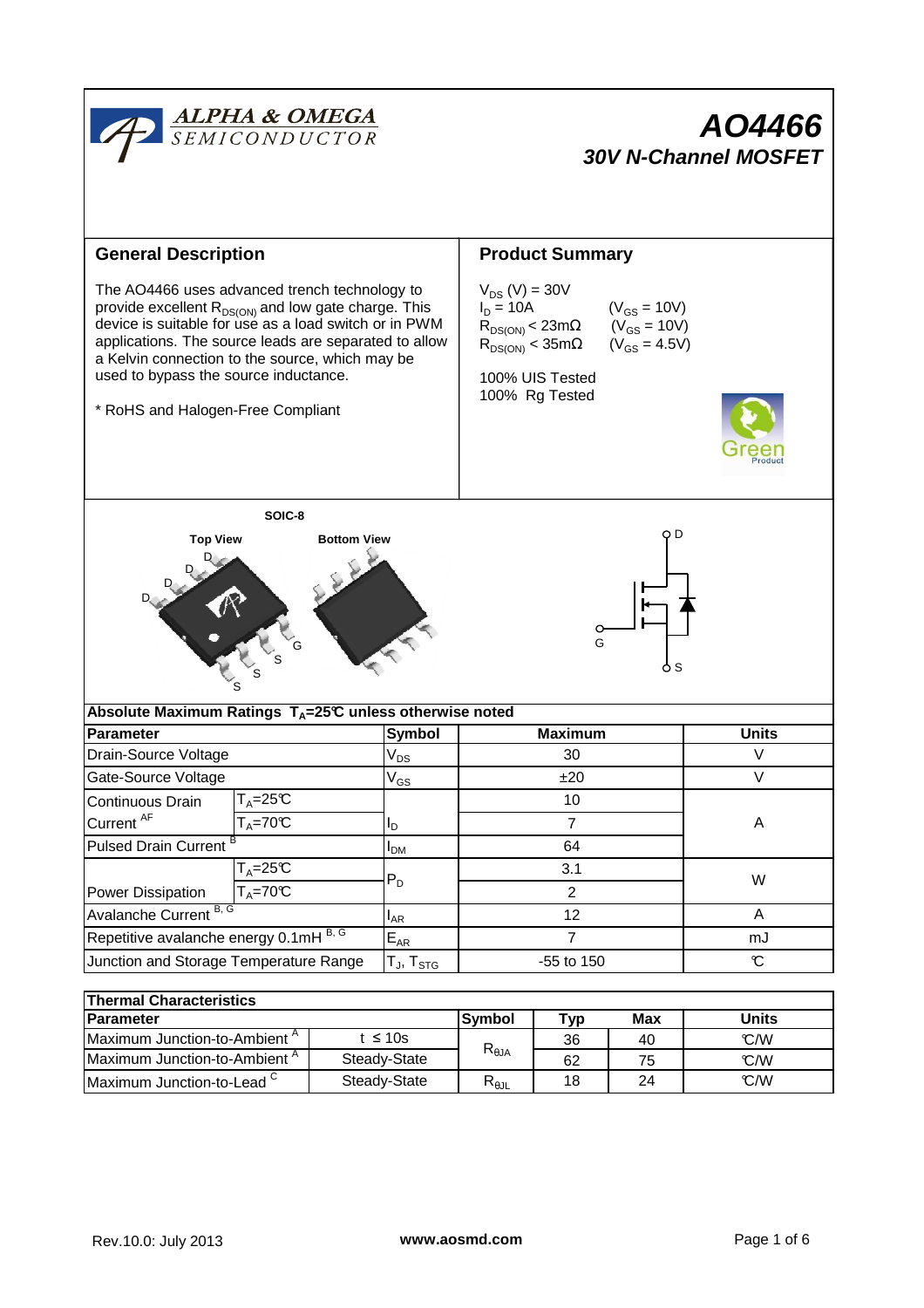# AO4466

## 30V N-Channel MOSFET

## General Description

The AO4466 uses advanced trench technology to provide excellent $R_{DS(ON)}$ and low gate charge. This device is suitable for use as a load switch or in PWM applications. The source leads are separated to allow a Kelvin connection to the source, which may be used to bypass the source inductance.

* RoHS and Halogen-Free Compliant

## Product Summary

$V_{DS}$ (V) = 30V
$I_D$ = 10A (V$_{GS}$ = 10V)
$R_{DS(ON)}$ < 23mΩ (V$_{GS}$ = 10V)
$R_{DS(ON)}$ < 35mΩ (V$_{GS}$ = 4.5V)

100% UIS Tested
100% Rg Tested

SOIC-8

Top View | Bottom View

D D D D G S S S

D, G, S

### Absolute Maximum Ratings $T_A$=25°C unless otherwise noted

| Parameter | | Symbol | Maximum | Units |
|---|---|---|---|---|
| Drain-Source Voltage | | $V_{DS}$ | 30 | V |
| Gate-Source Voltage | | $V_{GS}$ | ±20 | V |
| Continuous Drain Current [AF] | $T_A$=25°C | $I_D$ | 10 | A |
| | $T_A$=70°C | | 7 | |
| Pulsed Drain Current [B] | | $I_{DM}$ | 64 | |
| Power Dissipation | $T_A$=25°C | $P_D$ | 3.1 | W |
| | $T_A$=70°C | | 2 | |
| Avalanche Current [B, G] | | $I_{AR}$ | 12 | A |
| Repetitive avalanche energy 0.1mH [B, G] | | $E_{AR}$ | 7 | mJ |
| Junction and Storage Temperature Range | | $T_J$, $T_{STG}$ | -55 to 150 | °C |

### Thermal Characteristics

| Parameter | | Symbol | Typ | Max | Units |
|---|---|---|---|---|---|
| Maximum Junction-to-Ambient [A] | t ≤ 10s | $R_{\theta JA}$ | 36 | 40 | °C/W |
| Maximum Junction-to-Ambient [A] | Steady-State | | 62 | 75 | °C/W |
| Maximum Junction-to-Lead [C] | Steady-State | $R_{\theta JL}$ | 18 | 24 | °C/W |

Rev.10.0: July 2013 www.aosmd.com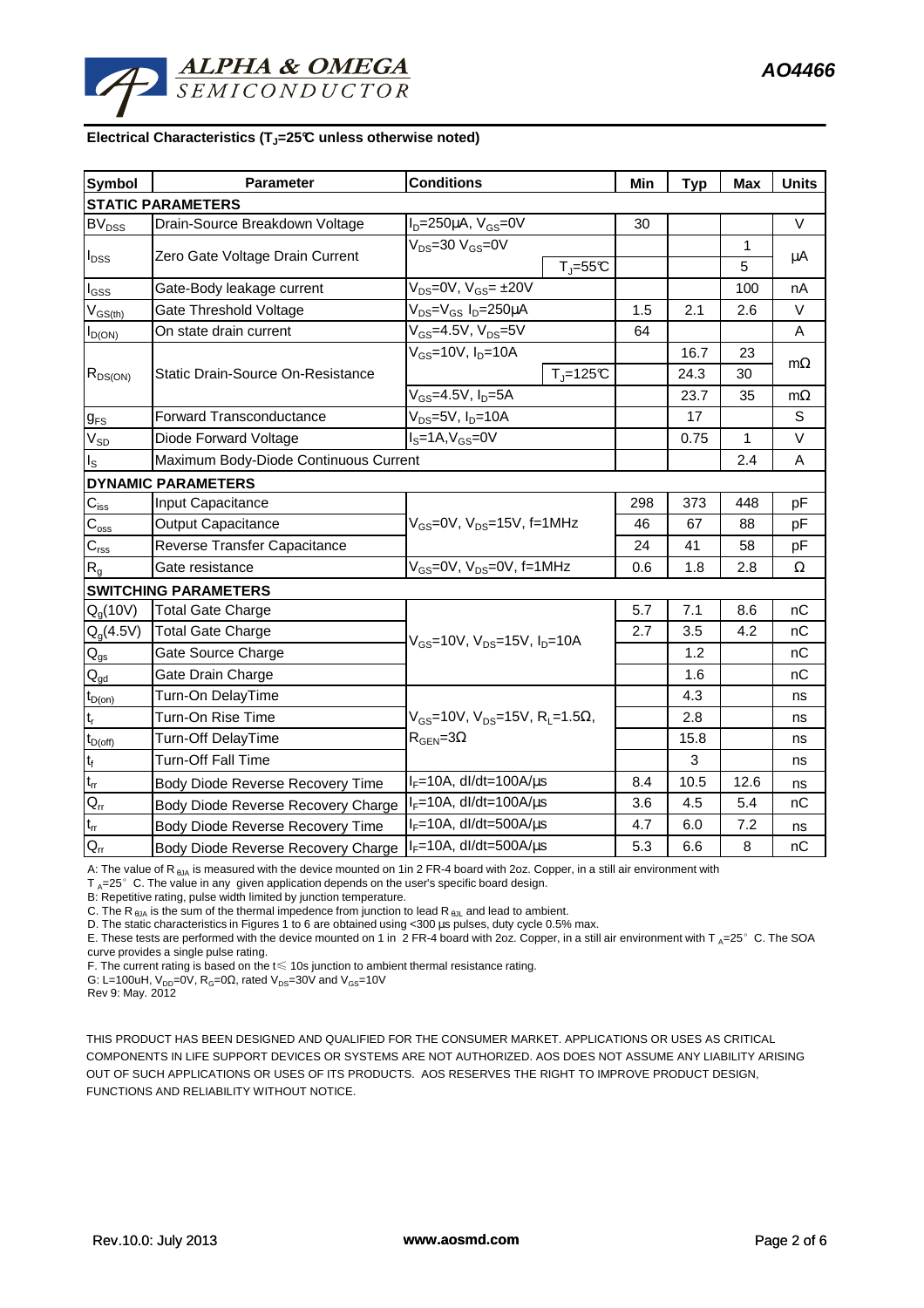## Electrical Characteristics ($T_J$=25°C unless otherwise noted)

| Symbol | Parameter | Conditions | | Min | Typ | Max | Units |
|---|---|---|---|---|---|---|---|
| **STATIC PARAMETERS** | | | | | | | |
| $BV_{DSS}$ | Drain-Source Breakdown Voltage | $I_D$=250µA, $V_{GS}$=0V | | 30 | | | V |
| $I_{DSS}$ | Zero Gate Voltage Drain Current | $V_{DS}$=30 $V_{GS}$=0V | | | | 1 | µA |
| | | | $T_J$=55°C | | | 5 | |
| $I_{GSS}$ | Gate-Body leakage current | $V_{DS}$=0V, $V_{GS}$= ±20V | | | | 100 | nA |
| $V_{GS(th)}$ | Gate Threshold Voltage | $V_{DS}$=$V_{GS}$ $I_D$=250µA | | 1.5 | 2.1 | 2.6 | V |
| $I_{D(ON)}$ | On state drain current | $V_{GS}$=4.5V, $V_{DS}$=5V | | 64 | | | A |
| $R_{DS(ON)}$ | Static Drain-Source On-Resistance | $V_{GS}$=10V, $I_D$=10A | | | 16.7 | 23 | mΩ |
| | | | $T_J$=125°C | | 24.3 | 30 | |
| | | $V_{GS}$=4.5V, $I_D$=5A | | | 23.7 | 35 | mΩ |
| $g_{FS}$ | Forward Transconductance | $V_{DS}$=5V, $I_D$=10A | | | 17 | | S |
| $V_{SD}$ | Diode Forward Voltage | $I_S$=1A,$V_{GS}$=0V | | | 0.75 | 1 | V |
| $I_S$ | Maximum Body-Diode Continuous Current | | | | | 2.4 | A |
| **DYNAMIC PARAMETERS** | | | | | | | |
| $C_{iss}$ | Input Capacitance | $V_{GS}$=0V, $V_{DS}$=15V, f=1MHz | | 298 | 373 | 448 | pF |
| $C_{oss}$ | Output Capacitance | | | 46 | 67 | 88 | pF |
| $C_{rss}$ | Reverse Transfer Capacitance | | | 24 | 41 | 58 | pF |
| $R_g$ | Gate resistance | $V_{GS}$=0V, $V_{DS}$=0V, f=1MHz | | 0.6 | 1.8 | 2.8 | Ω |
| **SWITCHING PARAMETERS** | | | | | | | |
| $Q_g$(10V) | Total Gate Charge | $V_{GS}$=10V, $V_{DS}$=15V, $I_D$=10A | | 5.7 | 7.1 | 8.6 | nC |
| $Q_g$(4.5V) | Total Gate Charge | | | 2.7 | 3.5 | 4.2 | nC |
| $Q_{gs}$ | Gate Source Charge | | | | 1.2 | | nC |
| $Q_{gd}$ | Gate Drain Charge | | | | 1.6 | | nC |
| $t_{D(on)}$ | Turn-On DelayTime | $V_{GS}$=10V, $V_{DS}$=15V, $R_L$=1.5Ω, $R_{GEN}$=3Ω | | | 4.3 | | ns |
| $t_r$ | Turn-On Rise Time | | | | 2.8 | | ns |
| $t_{D(off)}$ | Turn-Off DelayTime | | | | 15.8 | | ns |
| $t_f$ | Turn-Off Fall Time | | | | 3 | | ns |
| $t_{rr}$ | Body Diode Reverse Recovery Time | $I_F$=10A, dI/dt=100A/µs | | 8.4 | 10.5 | 12.6 | ns |
| $Q_{rr}$ | Body Diode Reverse Recovery Charge | $I_F$=10A, dI/dt=100A/µs | | 3.6 | 4.5 | 5.4 | nC |
| $t_{rr}$ | Body Diode Reverse Recovery Time | $I_F$=10A, dI/dt=500A/µs | | 4.7 | 6.0 | 7.2 | ns |
| $Q_{rr}$ | Body Diode Reverse Recovery Charge | $I_F$=10A, dI/dt=500A/µs | | 5.3 | 6.6 | 8 | nC |

A: The value of $R_{\theta JA}$ is measured with the device mounted on 1in 2 FR-4 board with 2oz. Copper, in a still air environment with $T_A$=25° C. The value in any given application depends on the user's specific board design.
B: Repetitive rating, pulse width limited by junction temperature.
C. The $R_{\theta JA}$ is the sum of the thermal impedence from junction to lead $R_{\theta JL}$ and lead to ambient.
D. The static characteristics in Figures 1 to 6 are obtained using <300 µs pulses, duty cycle 0.5% max.
E. These tests are performed with the device mounted on 1 in 2 FR-4 board with 2oz. Copper, in a still air environment with $T_A$=25° C. The SOA curve provides a single pulse rating.
F. The current rating is based on the t≤ 10s junction to ambient thermal resistance rating.
G: L=100uH, $V_{DD}$=0V, $R_G$=0Ω, rated $V_{DS}$=30V and $V_{GS}$=10V
Rev 9: May. 2012

THIS PRODUCT HAS BEEN DESIGNED AND QUALIFIED FOR THE CONSUMER MARKET. APPLICATIONS OR USES AS CRITICAL COMPONENTS IN LIFE SUPPORT DEVICES OR SYSTEMS ARE NOT AUTHORIZED. AOS DOES NOT ASSUME ANY LIABILITY ARISING OUT OF SUCH APPLICATIONS OR USES OF ITS PRODUCTS. AOS RESERVES THE RIGHT TO IMPROVE PRODUCT DESIGN, FUNCTIONS AND RELIABILITY WITHOUT NOTICE.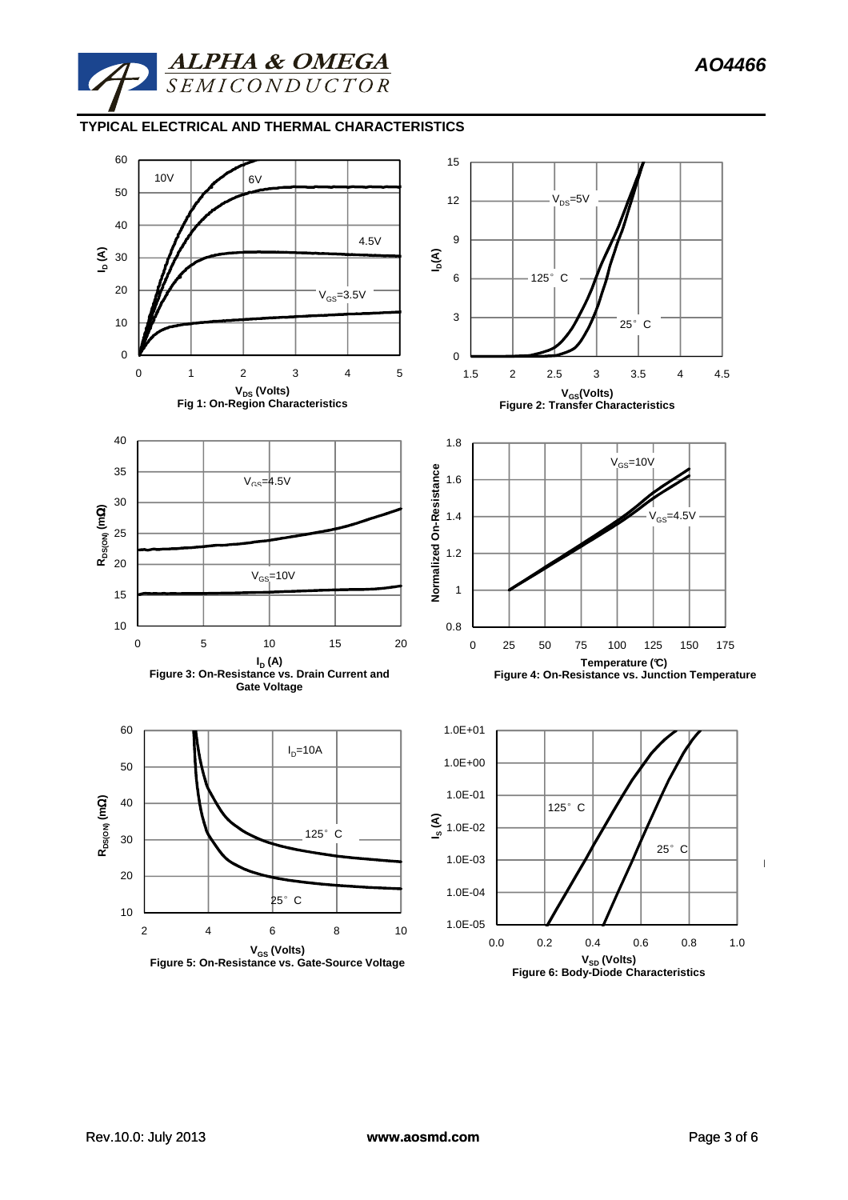## TYPICAL ELECTRICAL AND THERMAL CHARACTERISTICS

Fig 1: On-Region Characteristics

Figure 2: Transfer Characteristics

Figure 3: On-Resistance vs. Drain Current and Gate Voltage

Figure 4: On-Resistance vs. Junction Temperature

Figure 5: On-Resistance vs. Gate-Source Voltage

Figure 6: Body-Diode Characteristics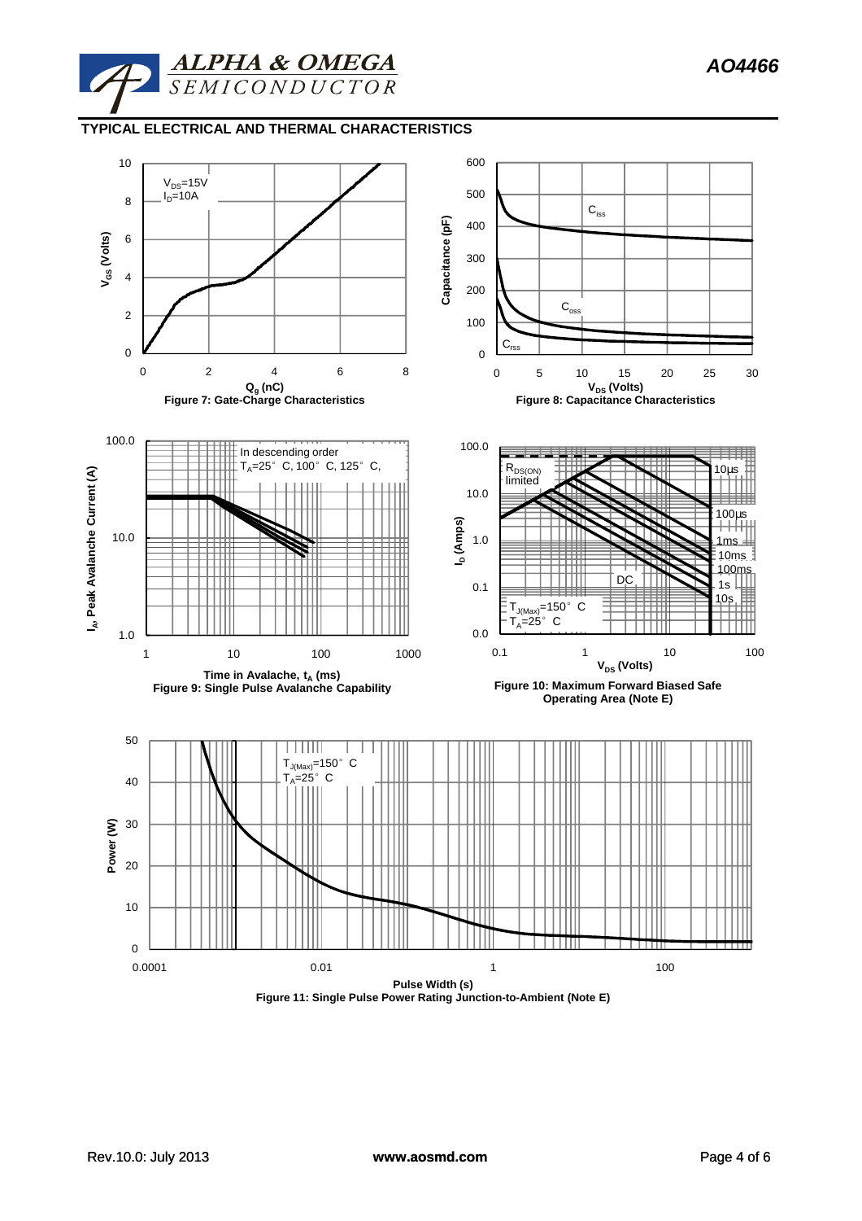## TYPICAL ELECTRICAL AND THERMAL CHARACTERISTICS

$V_{DS}$=15V
$I_D$=10A

$V_{GS}$ (Volts)

$Q_g$ (nC)

Figure 7: Gate-Charge Characteristics

$C_{iss}$

$C_{oss}$

$C_{rss}$

Capacitance (pF)

$V_{DS}$ (Volts)

Figure 8: Capacitance Characteristics

In descending order
$T_A$=25°C, 100°C, 125°C,

$I_A$, Peak Avalanche Current (A)

Time in Avalanche, $t_A$ (ms)

Figure 9: Single Pulse Avalanche Capability

$R_{DS(ON)}$ limited

10µs

100µs

1ms

10ms

100ms

1s

10s

DC

$T_{J(Max)}$=150°C
$T_A$=25°C

$I_D$ (Amps)

$V_{DS}$ (Volts)

Figure 10: Maximum Forward Biased Safe Operating Area (Note E)

$T_{J(Max)}$=150°C
$T_A$=25°C

Power (W)

Pulse Width (s)

Figure 11: Single Pulse Power Rating Junction-to-Ambient (Note E)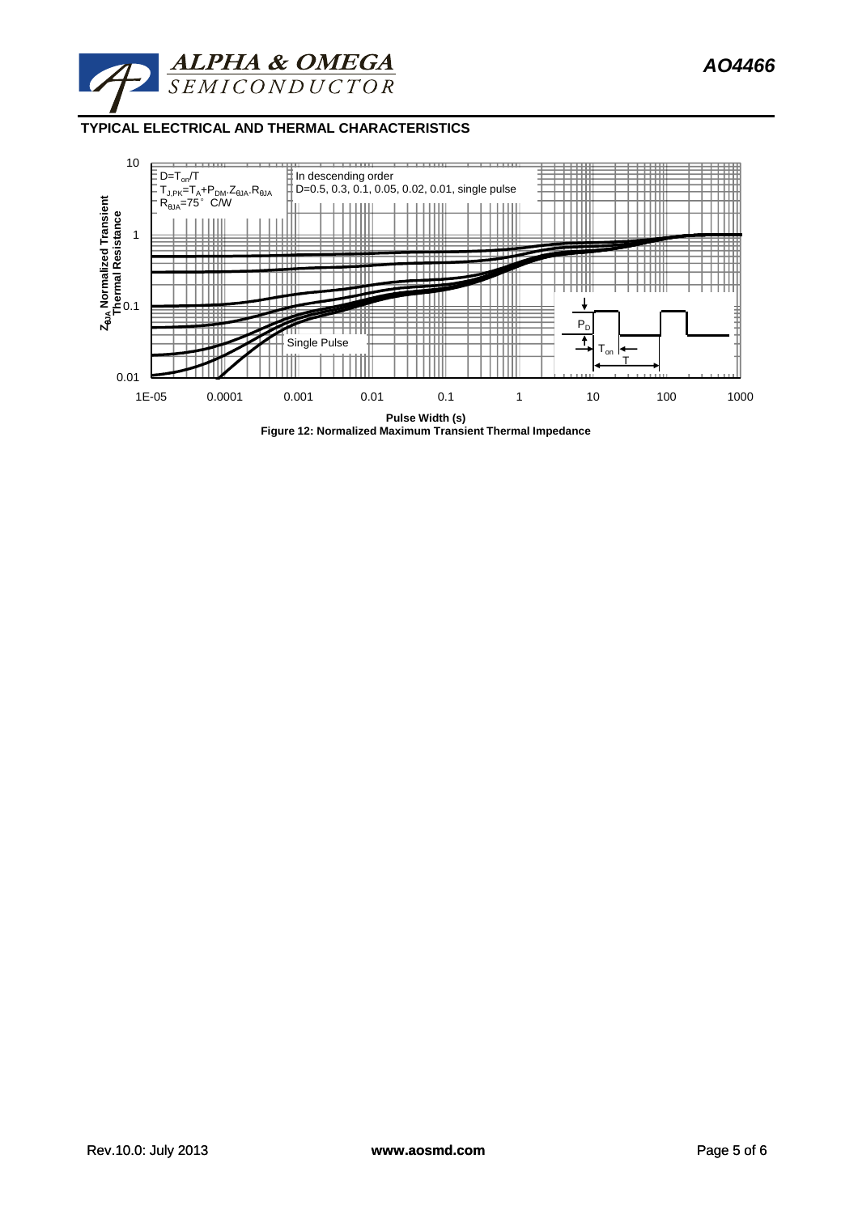## TYPICAL ELECTRICAL AND THERMAL CHARACTERISTICS

$D=T_{on}/T$
$T_{J,PK}=T_A+P_{DM}.Z_{\theta JA}.R_{\theta JA}$
$R_{\theta JA}=75°$ C/W

In descending order
D=0.5, 0.3, 0.1, 0.05, 0.02, 0.01, single pulse

Single Pulse

$Z_{\theta JA}$ Normalized Transient Thermal Resistance

Pulse Width (s)

**Figure 12: Normalized Maximum Transient Thermal Impedance**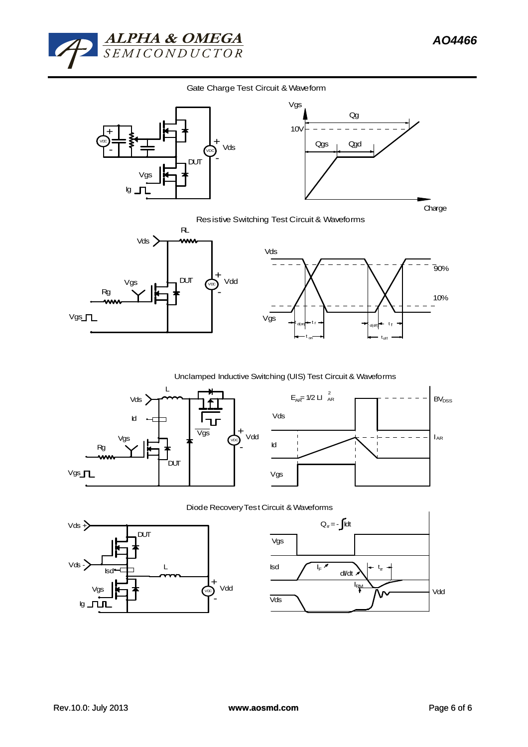Gate Charge Test Circuit & Waveform

Vgs

Qg

10V

Qgs

Qgd

VDC

Vds

DUT

Vgs

Ig

Charge

Resistive Switching Test Circuit & Waveforms

RL

Vds

Vgs

Rg

DUT

VDC

Vdd

Vgs

Vds

90%

10%

Vgs

$t_{d(on)}$ $t_r$

$t_{on}$

$t_{d(off)}$ $t_f$

$t_{off}$

Unclamped Inductive Switching (UIS) Test Circuit & Waveforms

L

Vds

Id

Vgs

Rg

Vgs

DUT

Vgs

VDC

Vdd

$E_{AR} = 1/2\ LI_{AR}^2$

$BV_{DSS}$

Vds

Id

$I_{AR}$

Vgs

Diode Recovery Test Circuit & Waveforms

Vds +

DUT

Vds -

Isd

L

Vgs

VDC

Vdd

Ig

$Q_{rr} = -\int Idt$

Vgs

Isd

$I_F$

dI/dt

$t_{rr}$

$I_{RM}$

Vds

Vdd